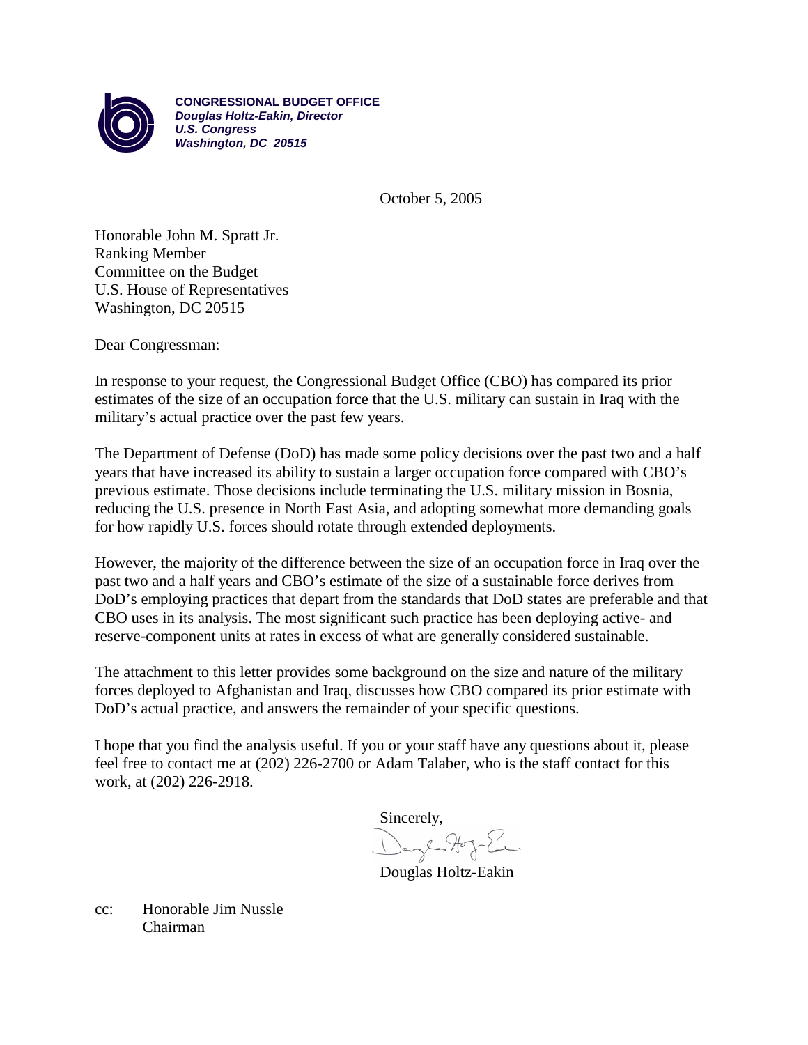**CONGRESSIONAL BUDGET OFFICE**
***Douglas Holtz-Eakin, Director***
***U.S. Congress***
***Washington, DC 20515***

October 5, 2005

Honorable John M. Spratt Jr.
Ranking Member
Committee on the Budget
U.S. House of Representatives
Washington, DC 20515

Dear Congressman:

In response to your request, the Congressional Budget Office (CBO) has compared its prior estimates of the size of an occupation force that the U.S. military can sustain in Iraq with the military's actual practice over the past few years.

The Department of Defense (DoD) has made some policy decisions over the past two and a half years that have increased its ability to sustain a larger occupation force compared with CBO's previous estimate. Those decisions include terminating the U.S. military mission in Bosnia, reducing the U.S. presence in North East Asia, and adopting somewhat more demanding goals for how rapidly U.S. forces should rotate through extended deployments.

However, the majority of the difference between the size of an occupation force in Iraq over the past two and a half years and CBO's estimate of the size of a sustainable force derives from DoD's employing practices that depart from the standards that DoD states are preferable and that CBO uses in its analysis. The most significant such practice has been deploying active- and reserve-component units at rates in excess of what are generally considered sustainable.

The attachment to this letter provides some background on the size and nature of the military forces deployed to Afghanistan and Iraq, discusses how CBO compared its prior estimate with DoD's actual practice, and answers the remainder of your specific questions.

I hope that you find the analysis useful. If you or your staff have any questions about it, please feel free to contact me at (202) 226-2700 or Adam Talaber, who is the staff contact for this work, at (202) 226-2918.

Sincerely,

Douglas Holtz-Eakin

cc: Honorable Jim Nussle
Chairman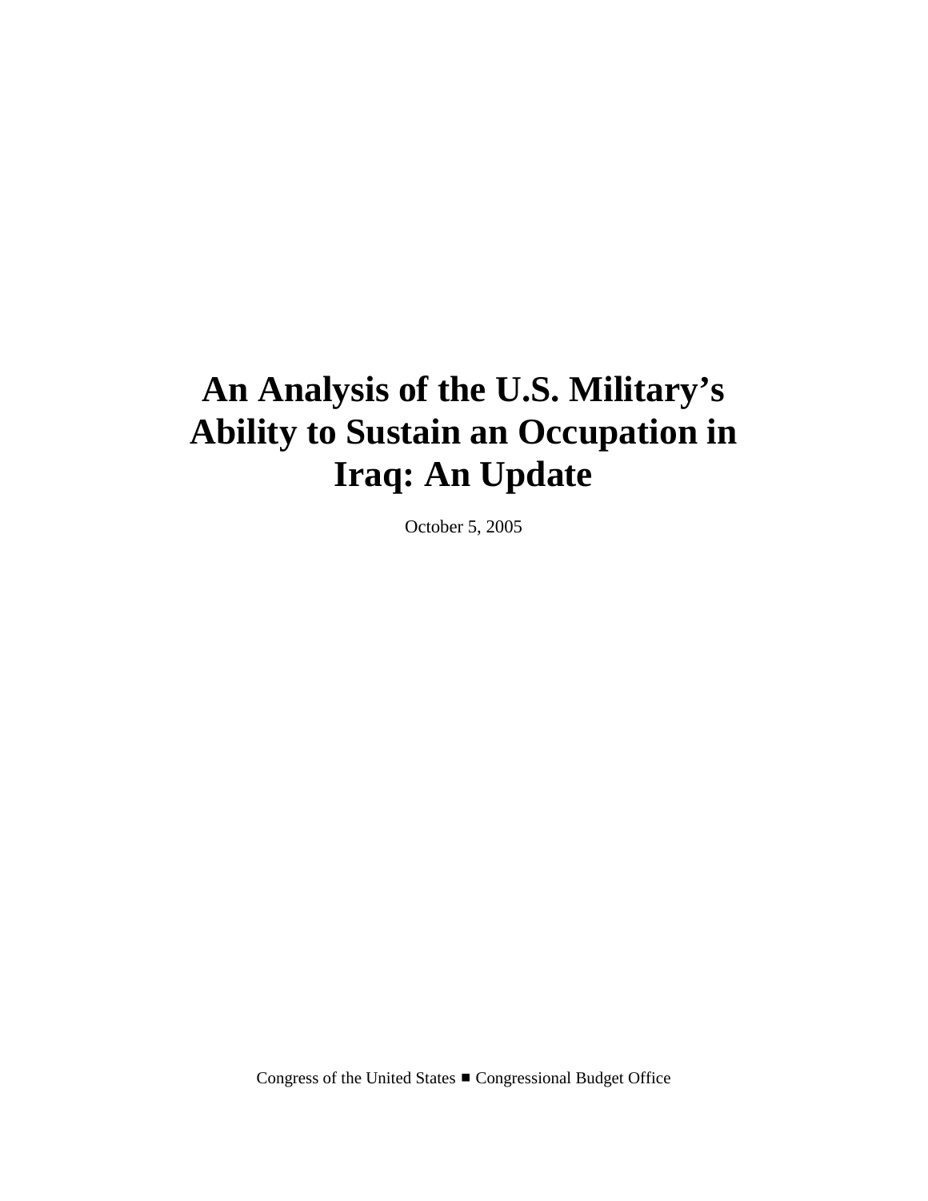# An Analysis of the U.S. Military's Ability to Sustain an Occupation in Iraq: An Update

October 5, 2005

Congress of the United States ■ Congressional Budget Office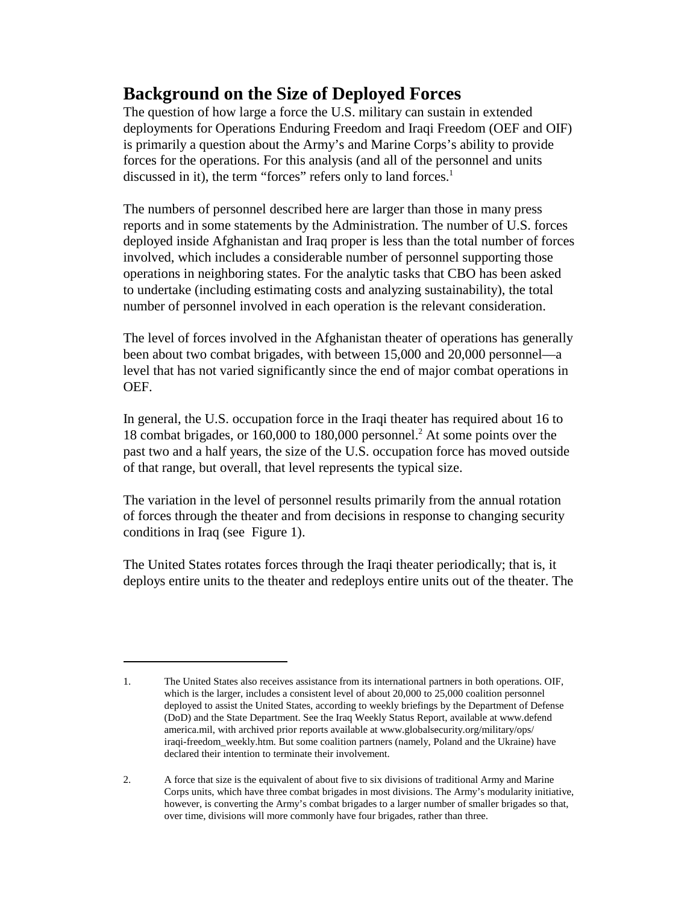## Background on the Size of Deployed Forces

The question of how large a force the U.S. military can sustain in extended deployments for Operations Enduring Freedom and Iraqi Freedom (OEF and OIF) is primarily a question about the Army's and Marine Corps's ability to provide forces for the operations. For this analysis (and all of the personnel and units discussed in it), the term "forces" refers only to land forces.[1]

The numbers of personnel described here are larger than those in many press reports and in some statements by the Administration. The number of U.S. forces deployed inside Afghanistan and Iraq proper is less than the total number of forces involved, which includes a considerable number of personnel supporting those operations in neighboring states. For the analytic tasks that CBO has been asked to undertake (including estimating costs and analyzing sustainability), the total number of personnel involved in each operation is the relevant consideration.

The level of forces involved in the Afghanistan theater of operations has generally been about two combat brigades, with between 15,000 and 20,000 personnel—a level that has not varied significantly since the end of major combat operations in OEF.

In general, the U.S. occupation force in the Iraqi theater has required about 16 to 18 combat brigades, or 160,000 to 180,000 personnel.[2] At some points over the past two and a half years, the size of the U.S. occupation force has moved outside of that range, but overall, that level represents the typical size.

The variation in the level of personnel results primarily from the annual rotation of forces through the theater and from decisions in response to changing security conditions in Iraq (see Figure 1).

The United States rotates forces through the Iraqi theater periodically; that is, it deploys entire units to the theater and redeploys entire units out of the theater. The

---

1. The United States also receives assistance from its international partners in both operations. OIF, which is the larger, includes a consistent level of about 20,000 to 25,000 coalition personnel deployed to assist the United States, according to weekly briefings by the Department of Defense (DoD) and the State Department. See the Iraq Weekly Status Report, available at www.defendamerica.mil, with archived prior reports available at www.globalsecurity.org/military/ops/iraqi-freedom_weekly.htm. But some coalition partners (namely, Poland and the Ukraine) have declared their intention to terminate their involvement.

2. A force that size is the equivalent of about five to six divisions of traditional Army and Marine Corps units, which have three combat brigades in most divisions. The Army's modularity initiative, however, is converting the Army's combat brigades to a larger number of smaller brigades so that, over time, divisions will more commonly have four brigades, rather than three.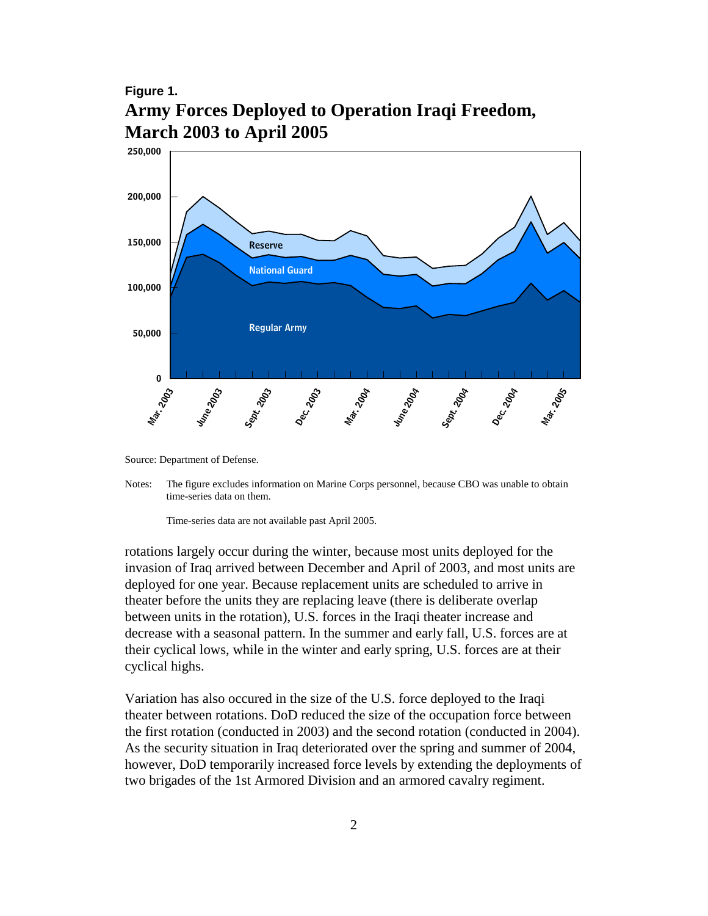**Figure 1.**

**Army Forces Deployed to Operation Iraqi Freedom, March 2003 to April 2005**

Source: Department of Defense.

Notes: The figure excludes information on Marine Corps personnel, because CBO was unable to obtain time-series data on them.

Time-series data are not available past April 2005.

rotations largely occur during the winter, because most units deployed for the invasion of Iraq arrived between December and April of 2003, and most units are deployed for one year. Because replacement units are scheduled to arrive in theater before the units they are replacing leave (there is deliberate overlap between units in the rotation), U.S. forces in the Iraqi theater increase and decrease with a seasonal pattern. In the summer and early fall, U.S. forces are at their cyclical lows, while in the winter and early spring, U.S. forces are at their cyclical highs.

Variation has also occured in the size of the U.S. force deployed to the Iraqi theater between rotations. DoD reduced the size of the occupation force between the first rotation (conducted in 2003) and the second rotation (conducted in 2004). As the security situation in Iraq deteriorated over the spring and summer of 2004, however, DoD temporarily increased force levels by extending the deployments of two brigades of the 1st Armored Division and an armored cavalry regiment.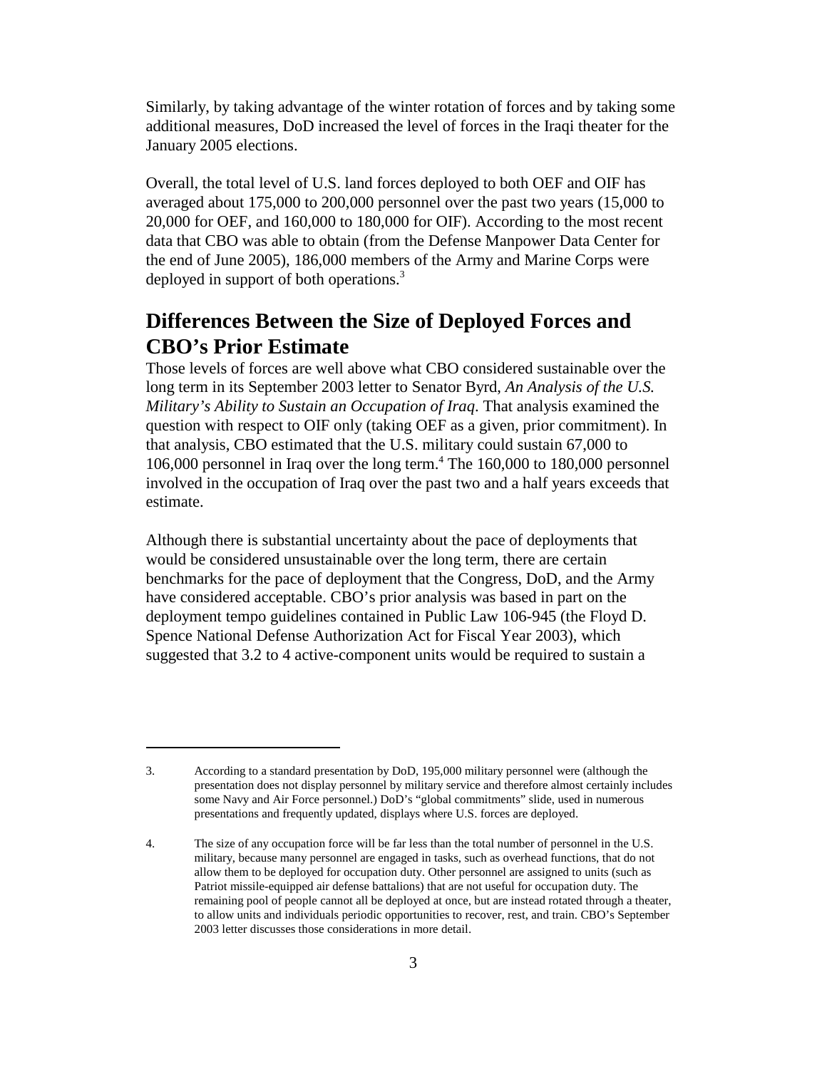Similarly, by taking advantage of the winter rotation of forces and by taking some additional measures, DoD increased the level of forces in the Iraqi theater for the January 2005 elections.

Overall, the total level of U.S. land forces deployed to both OEF and OIF has averaged about 175,000 to 200,000 personnel over the past two years (15,000 to 20,000 for OEF, and 160,000 to 180,000 for OIF). According to the most recent data that CBO was able to obtain (from the Defense Manpower Data Center for the end of June 2005), 186,000 members of the Army and Marine Corps were deployed in support of both operations.[3]

## Differences Between the Size of Deployed Forces and CBO's Prior Estimate

Those levels of forces are well above what CBO considered sustainable over the long term in its September 2003 letter to Senator Byrd, *An Analysis of the U.S. Military's Ability to Sustain an Occupation of Iraq*. That analysis examined the question with respect to OIF only (taking OEF as a given, prior commitment). In that analysis, CBO estimated that the U.S. military could sustain 67,000 to 106,000 personnel in Iraq over the long term.[4] The 160,000 to 180,000 personnel involved in the occupation of Iraq over the past two and a half years exceeds that estimate.

Although there is substantial uncertainty about the pace of deployments that would be considered unsustainable over the long term, there are certain benchmarks for the pace of deployment that the Congress, DoD, and the Army have considered acceptable. CBO's prior analysis was based in part on the deployment tempo guidelines contained in Public Law 106-945 (the Floyd D. Spence National Defense Authorization Act for Fiscal Year 2003), which suggested that 3.2 to 4 active-component units would be required to sustain a

---

3. According to a standard presentation by DoD, 195,000 military personnel were (although the presentation does not display personnel by military service and therefore almost certainly includes some Navy and Air Force personnel.) DoD's "global commitments" slide, used in numerous presentations and frequently updated, displays where U.S. forces are deployed.

4. The size of any occupation force will be far less than the total number of personnel in the U.S. military, because many personnel are engaged in tasks, such as overhead functions, that do not allow them to be deployed for occupation duty. Other personnel are assigned to units (such as Patriot missile-equipped air defense battalions) that are not useful for occupation duty. The remaining pool of people cannot all be deployed at once, but are instead rotated through a theater, to allow units and individuals periodic opportunities to recover, rest, and train. CBO's September 2003 letter discusses those considerations in more detail.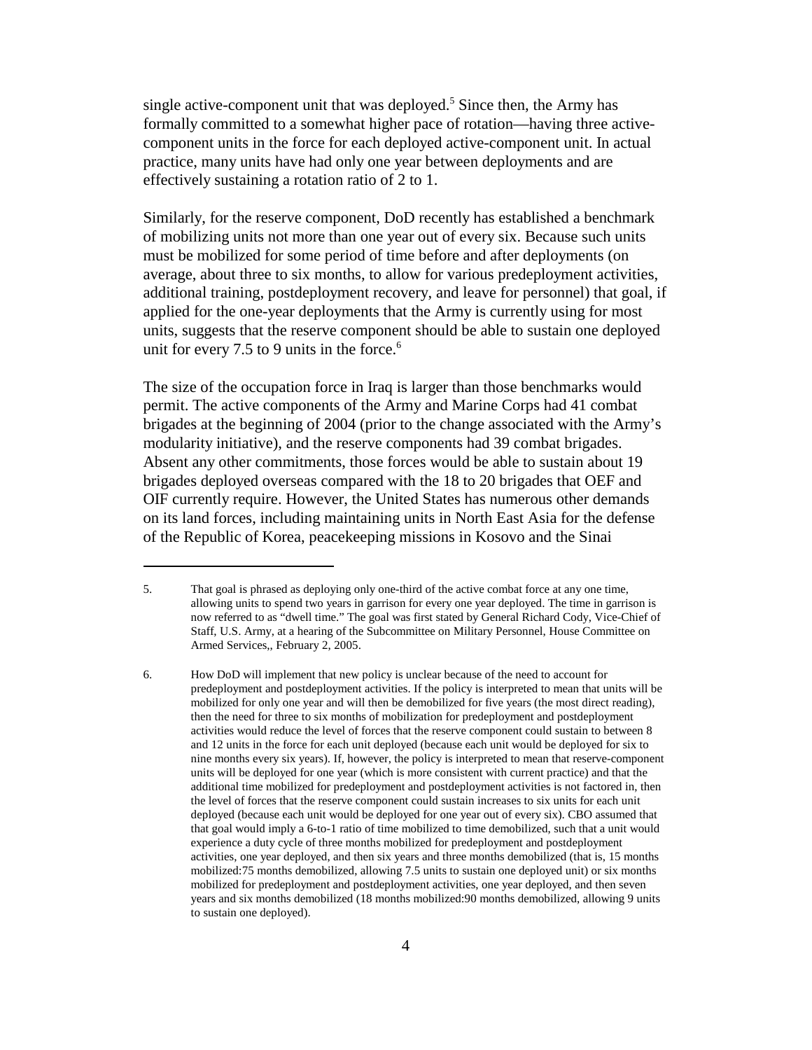single active-component unit that was deployed.[5] Since then, the Army has formally committed to a somewhat higher pace of rotation—having three active-component units in the force for each deployed active-component unit. In actual practice, many units have had only one year between deployments and are effectively sustaining a rotation ratio of 2 to 1.

Similarly, for the reserve component, DoD recently has established a benchmark of mobilizing units not more than one year out of every six. Because such units must be mobilized for some period of time before and after deployments (on average, about three to six months, to allow for various predeployment activities, additional training, postdeployment recovery, and leave for personnel) that goal, if applied for the one-year deployments that the Army is currently using for most units, suggests that the reserve component should be able to sustain one deployed unit for every 7.5 to 9 units in the force.[6]

The size of the occupation force in Iraq is larger than those benchmarks would permit. The active components of the Army and Marine Corps had 41 combat brigades at the beginning of 2004 (prior to the change associated with the Army's modularity initiative), and the reserve components had 39 combat brigades. Absent any other commitments, those forces would be able to sustain about 19 brigades deployed overseas compared with the 18 to 20 brigades that OEF and OIF currently require. However, the United States has numerous other demands on its land forces, including maintaining units in North East Asia for the defense of the Republic of Korea, peacekeeping missions in Kosovo and the Sinai

---

5. That goal is phrased as deploying only one-third of the active combat force at any one time, allowing units to spend two years in garrison for every one year deployed. The time in garrison is now referred to as "dwell time." The goal was first stated by General Richard Cody, Vice-Chief of Staff, U.S. Army, at a hearing of the Subcommittee on Military Personnel, House Committee on Armed Services,, February 2, 2005.

6. How DoD will implement that new policy is unclear because of the need to account for predeployment and postdeployment activities. If the policy is interpreted to mean that units will be mobilized for only one year and will then be demobilized for five years (the most direct reading), then the need for three to six months of mobilization for predeployment and postdeployment activities would reduce the level of forces that the reserve component could sustain to between 8 and 12 units in the force for each unit deployed (because each unit would be deployed for six to nine months every six years). If, however, the policy is interpreted to mean that reserve-component units will be deployed for one year (which is more consistent with current practice) and that the additional time mobilized for predeployment and postdeployment activities is not factored in, then the level of forces that the reserve component could sustain increases to six units for each unit deployed (because each unit would be deployed for one year out of every six). CBO assumed that that goal would imply a 6-to-1 ratio of time mobilized to time demobilized, such that a unit would experience a duty cycle of three months mobilized for predeployment and postdeployment activities, one year deployed, and then six years and three months demobilized (that is, 15 months mobilized:75 months demobilized, allowing 7.5 units to sustain one deployed unit) or six months mobilized for predeployment and postdeployment activities, one year deployed, and then seven years and six months demobilized (18 months mobilized:90 months demobilized, allowing 9 units to sustain one deployed).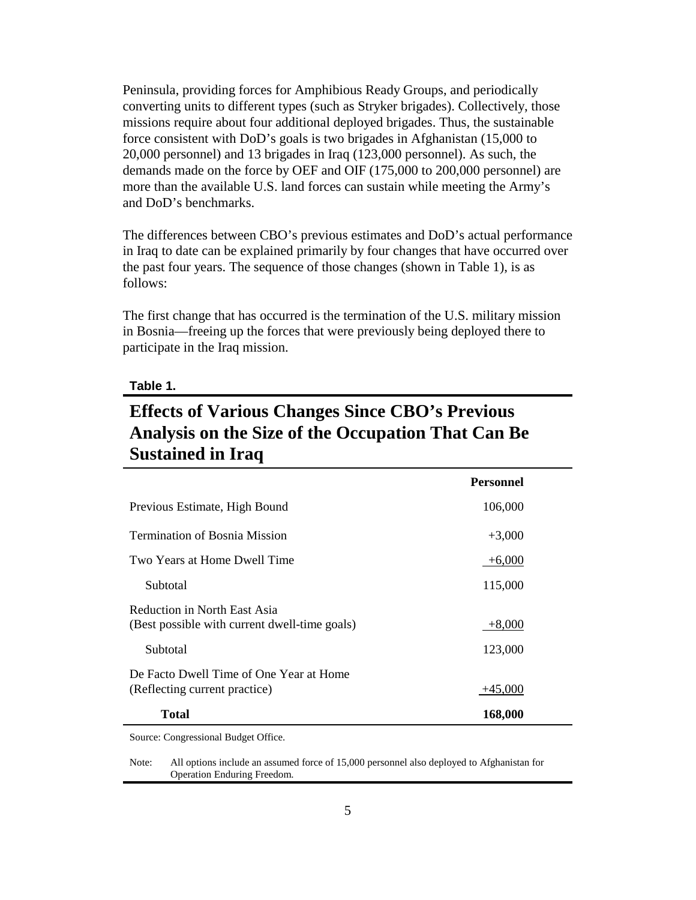Peninsula, providing forces for Amphibious Ready Groups, and periodically converting units to different types (such as Stryker brigades). Collectively, those missions require about four additional deployed brigades. Thus, the sustainable force consistent with DoD's goals is two brigades in Afghanistan (15,000 to 20,000 personnel) and 13 brigades in Iraq (123,000 personnel). As such, the demands made on the force by OEF and OIF (175,000 to 200,000 personnel) are more than the available U.S. land forces can sustain while meeting the Army's and DoD's benchmarks.

The differences between CBO's previous estimates and DoD's actual performance in Iraq to date can be explained primarily by four changes that have occurred over the past four years. The sequence of those changes (shown in Table 1), is as follows:

The first change that has occurred is the termination of the U.S. military mission in Bosnia—freeing up the forces that were previously being deployed there to participate in the Iraq mission.

**Table 1.**

## Effects of Various Changes Since CBO's Previous Analysis on the Size of the Occupation That Can Be Sustained in Iraq

| | Personnel |
|---|---|
| Previous Estimate, High Bound | 106,000 |
| Termination of Bosnia Mission | +3,000 |
| Two Years at Home Dwell Time | +6,000 |
| Subtotal | 115,000 |
| Reduction in North East Asia (Best possible with current dwell-time goals) | +8,000 |
| Subtotal | 123,000 |
| De Facto Dwell Time of One Year at Home (Reflecting current practice) | +45,000 |
| **Total** | **168,000** |

Source: Congressional Budget Office.

Note: All options include an assumed force of 15,000 personnel also deployed to Afghanistan for Operation Enduring Freedom.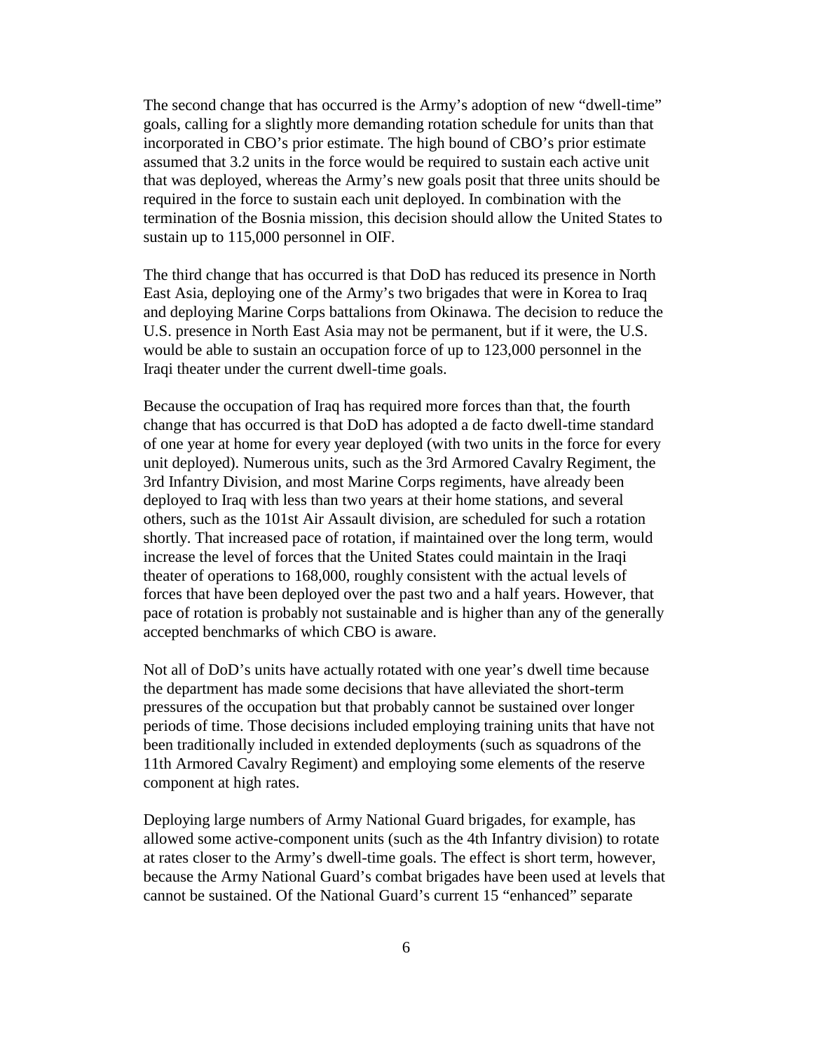The second change that has occurred is the Army's adoption of new "dwell-time" goals, calling for a slightly more demanding rotation schedule for units than that incorporated in CBO's prior estimate. The high bound of CBO's prior estimate assumed that 3.2 units in the force would be required to sustain each active unit that was deployed, whereas the Army's new goals posit that three units should be required in the force to sustain each unit deployed. In combination with the termination of the Bosnia mission, this decision should allow the United States to sustain up to 115,000 personnel in OIF.

The third change that has occurred is that DoD has reduced its presence in North East Asia, deploying one of the Army's two brigades that were in Korea to Iraq and deploying Marine Corps battalions from Okinawa. The decision to reduce the U.S. presence in North East Asia may not be permanent, but if it were, the U.S. would be able to sustain an occupation force of up to 123,000 personnel in the Iraqi theater under the current dwell-time goals.

Because the occupation of Iraq has required more forces than that, the fourth change that has occurred is that DoD has adopted a de facto dwell-time standard of one year at home for every year deployed (with two units in the force for every unit deployed). Numerous units, such as the 3rd Armored Cavalry Regiment, the 3rd Infantry Division, and most Marine Corps regiments, have already been deployed to Iraq with less than two years at their home stations, and several others, such as the 101st Air Assault division, are scheduled for such a rotation shortly. That increased pace of rotation, if maintained over the long term, would increase the level of forces that the United States could maintain in the Iraqi theater of operations to 168,000, roughly consistent with the actual levels of forces that have been deployed over the past two and a half years. However, that pace of rotation is probably not sustainable and is higher than any of the generally accepted benchmarks of which CBO is aware.

Not all of DoD's units have actually rotated with one year's dwell time because the department has made some decisions that have alleviated the short-term pressures of the occupation but that probably cannot be sustained over longer periods of time. Those decisions included employing training units that have not been traditionally included in extended deployments (such as squadrons of the 11th Armored Cavalry Regiment) and employing some elements of the reserve component at high rates.

Deploying large numbers of Army National Guard brigades, for example, has allowed some active-component units (such as the 4th Infantry division) to rotate at rates closer to the Army's dwell-time goals. The effect is short term, however, because the Army National Guard's combat brigades have been used at levels that cannot be sustained. Of the National Guard's current 15 "enhanced" separate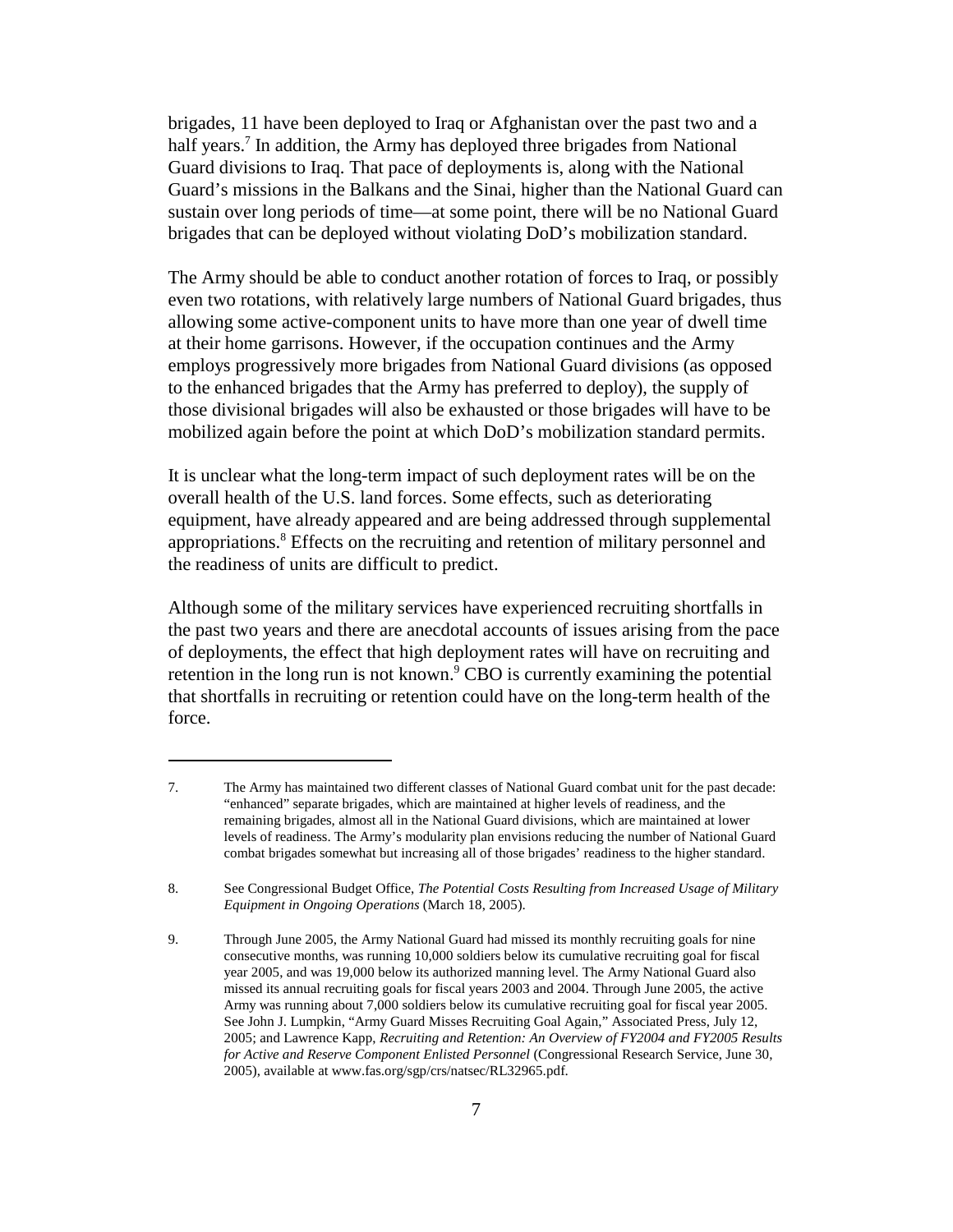brigades, 11 have been deployed to Iraq or Afghanistan over the past two and a half years.[7] In addition, the Army has deployed three brigades from National Guard divisions to Iraq. That pace of deployments is, along with the National Guard's missions in the Balkans and the Sinai, higher than the National Guard can sustain over long periods of time—at some point, there will be no National Guard brigades that can be deployed without violating DoD's mobilization standard.

The Army should be able to conduct another rotation of forces to Iraq, or possibly even two rotations, with relatively large numbers of National Guard brigades, thus allowing some active-component units to have more than one year of dwell time at their home garrisons. However, if the occupation continues and the Army employs progressively more brigades from National Guard divisions (as opposed to the enhanced brigades that the Army has preferred to deploy), the supply of those divisional brigades will also be exhausted or those brigades will have to be mobilized again before the point at which DoD's mobilization standard permits.

It is unclear what the long-term impact of such deployment rates will be on the overall health of the U.S. land forces. Some effects, such as deteriorating equipment, have already appeared and are being addressed through supplemental appropriations.[8] Effects on the recruiting and retention of military personnel and the readiness of units are difficult to predict.

Although some of the military services have experienced recruiting shortfalls in the past two years and there are anecdotal accounts of issues arising from the pace of deployments, the effect that high deployment rates will have on recruiting and retention in the long run is not known.[9] CBO is currently examining the potential that shortfalls in recruiting or retention could have on the long-term health of the force.

---

7. The Army has maintained two different classes of National Guard combat unit for the past decade: "enhanced" separate brigades, which are maintained at higher levels of readiness, and the remaining brigades, almost all in the National Guard divisions, which are maintained at lower levels of readiness. The Army's modularity plan envisions reducing the number of National Guard combat brigades somewhat but increasing all of those brigades' readiness to the higher standard.

8. See Congressional Budget Office, *The Potential Costs Resulting from Increased Usage of Military Equipment in Ongoing Operations* (March 18, 2005).

9. Through June 2005, the Army National Guard had missed its monthly recruiting goals for nine consecutive months, was running 10,000 soldiers below its cumulative recruiting goal for fiscal year 2005, and was 19,000 below its authorized manning level. The Army National Guard also missed its annual recruiting goals for fiscal years 2003 and 2004. Through June 2005, the active Army was running about 7,000 soldiers below its cumulative recruiting goal for fiscal year 2005. See John J. Lumpkin, "Army Guard Misses Recruiting Goal Again," Associated Press, July 12, 2005; and Lawrence Kapp, *Recruiting and Retention: An Overview of FY2004 and FY2005 Results for Active and Reserve Component Enlisted Personnel* (Congressional Research Service, June 30, 2005), available at www.fas.org/sgp/crs/natsec/RL32965.pdf.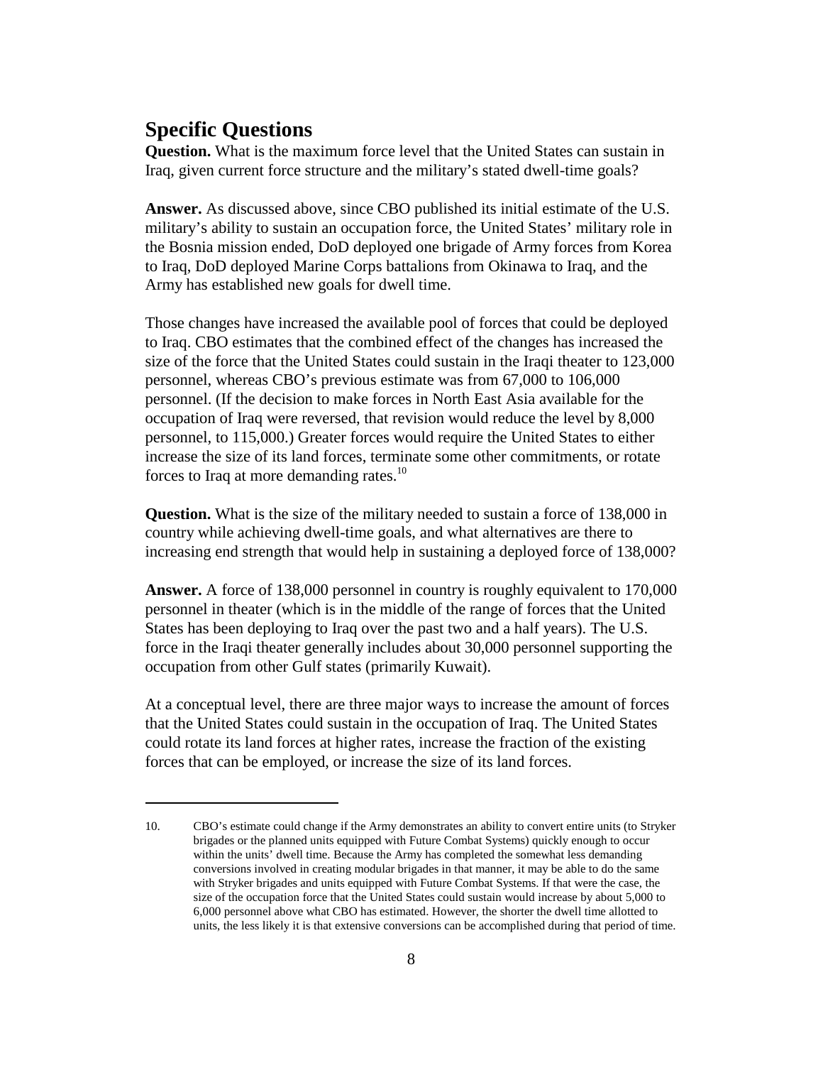## Specific Questions

**Question.** What is the maximum force level that the United States can sustain in Iraq, given current force structure and the military's stated dwell-time goals?

**Answer.** As discussed above, since CBO published its initial estimate of the U.S. military's ability to sustain an occupation force, the United States' military role in the Bosnia mission ended, DoD deployed one brigade of Army forces from Korea to Iraq, DoD deployed Marine Corps battalions from Okinawa to Iraq, and the Army has established new goals for dwell time.

Those changes have increased the available pool of forces that could be deployed to Iraq. CBO estimates that the combined effect of the changes has increased the size of the force that the United States could sustain in the Iraqi theater to 123,000 personnel, whereas CBO's previous estimate was from 67,000 to 106,000 personnel. (If the decision to make forces in North East Asia available for the occupation of Iraq were reversed, that revision would reduce the level by 8,000 personnel, to 115,000.) Greater forces would require the United States to either increase the size of its land forces, terminate some other commitments, or rotate forces to Iraq at more demanding rates.[10]

**Question.** What is the size of the military needed to sustain a force of 138,000 in country while achieving dwell-time goals, and what alternatives are there to increasing end strength that would help in sustaining a deployed force of 138,000?

**Answer.** A force of 138,000 personnel in country is roughly equivalent to 170,000 personnel in theater (which is in the middle of the range of forces that the United States has been deploying to Iraq over the past two and a half years). The U.S. force in the Iraqi theater generally includes about 30,000 personnel supporting the occupation from other Gulf states (primarily Kuwait).

At a conceptual level, there are three major ways to increase the amount of forces that the United States could sustain in the occupation of Iraq. The United States could rotate its land forces at higher rates, increase the fraction of the existing forces that can be employed, or increase the size of its land forces.

---

10. CBO's estimate could change if the Army demonstrates an ability to convert entire units (to Stryker brigades or the planned units equipped with Future Combat Systems) quickly enough to occur within the units' dwell time. Because the Army has completed the somewhat less demanding conversions involved in creating modular brigades in that manner, it may be able to do the same with Stryker brigades and units equipped with Future Combat Systems. If that were the case, the size of the occupation force that the United States could sustain would increase by about 5,000 to 6,000 personnel above what CBO has estimated. However, the shorter the dwell time allotted to units, the less likely it is that extensive conversions can be accomplished during that period of time.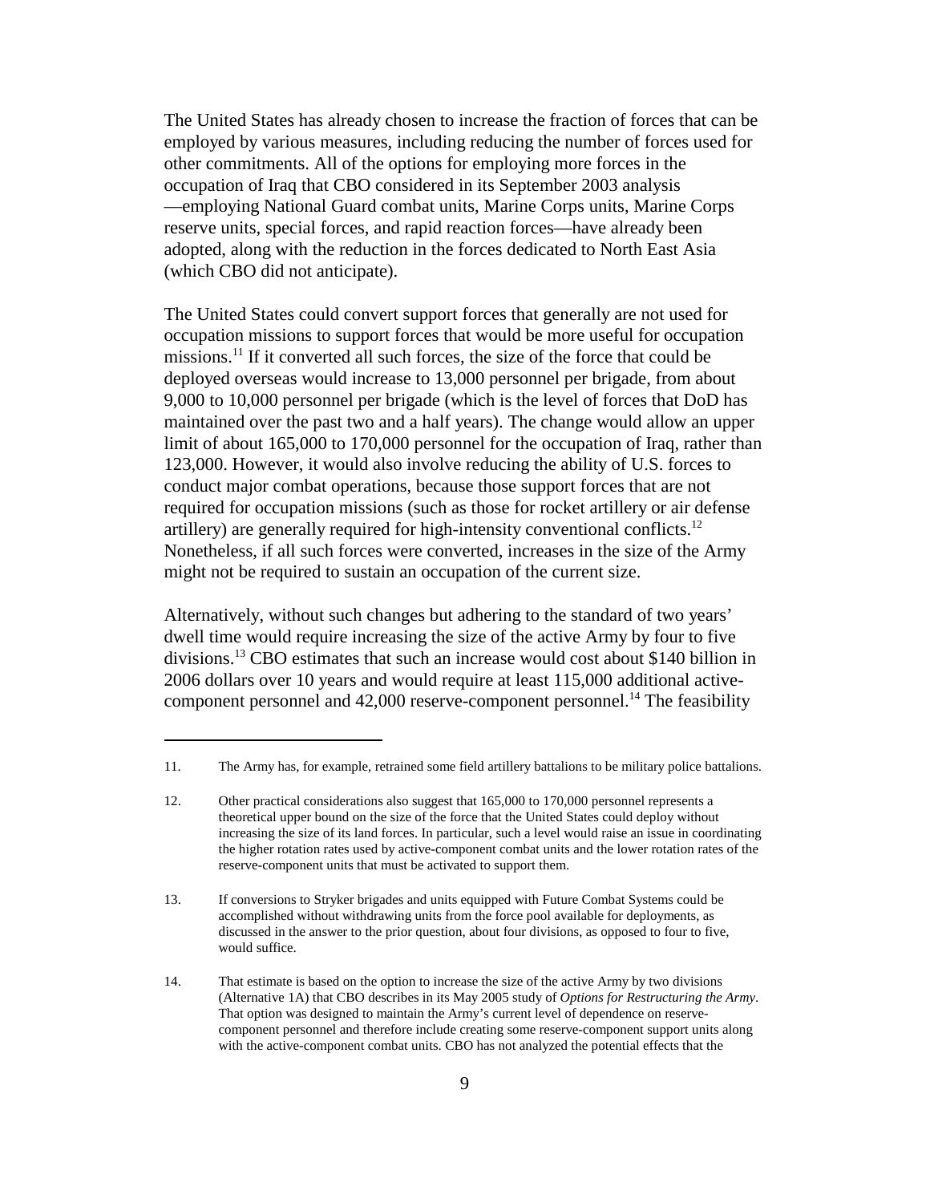The United States has already chosen to increase the fraction of forces that can be employed by various measures, including reducing the number of forces used for other commitments. All of the options for employing more forces in the occupation of Iraq that CBO considered in its September 2003 analysis —employing National Guard combat units, Marine Corps units, Marine Corps reserve units, special forces, and rapid reaction forces—have already been adopted, along with the reduction in the forces dedicated to North East Asia (which CBO did not anticipate).

The United States could convert support forces that generally are not used for occupation missions to support forces that would be more useful for occupation missions.[11] If it converted all such forces, the size of the force that could be deployed overseas would increase to 13,000 personnel per brigade, from about 9,000 to 10,000 personnel per brigade (which is the level of forces that DoD has maintained over the past two and a half years). The change would allow an upper limit of about 165,000 to 170,000 personnel for the occupation of Iraq, rather than 123,000. However, it would also involve reducing the ability of U.S. forces to conduct major combat operations, because those support forces that are not required for occupation missions (such as those for rocket artillery or air defense artillery) are generally required for high-intensity conventional conflicts.[12] Nonetheless, if all such forces were converted, increases in the size of the Army might not be required to sustain an occupation of the current size.

Alternatively, without such changes but adhering to the standard of two years' dwell time would require increasing the size of the active Army by four to five divisions.[13] CBO estimates that such an increase would cost about $140 billion in 2006 dollars over 10 years and would require at least 115,000 additional active-component personnel and 42,000 reserve-component personnel.[14] The feasibility

---

11. The Army has, for example, retrained some field artillery battalions to be military police battalions.

12. Other practical considerations also suggest that 165,000 to 170,000 personnel represents a theoretical upper bound on the size of the force that the United States could deploy without increasing the size of its land forces. In particular, such a level would raise an issue in coordinating the higher rotation rates used by active-component combat units and the lower rotation rates of the reserve-component units that must be activated to support them.

13. If conversions to Stryker brigades and units equipped with Future Combat Systems could be accomplished without withdrawing units from the force pool available for deployments, as discussed in the answer to the prior question, about four divisions, as opposed to four to five, would suffice.

14. That estimate is based on the option to increase the size of the active Army by two divisions (Alternative 1A) that CBO describes in its May 2005 study of *Options for Restructuring the Army*. That option was designed to maintain the Army's current level of dependence on reserve-component personnel and therefore include creating some reserve-component support units along with the active-component combat units. CBO has not analyzed the potential effects that the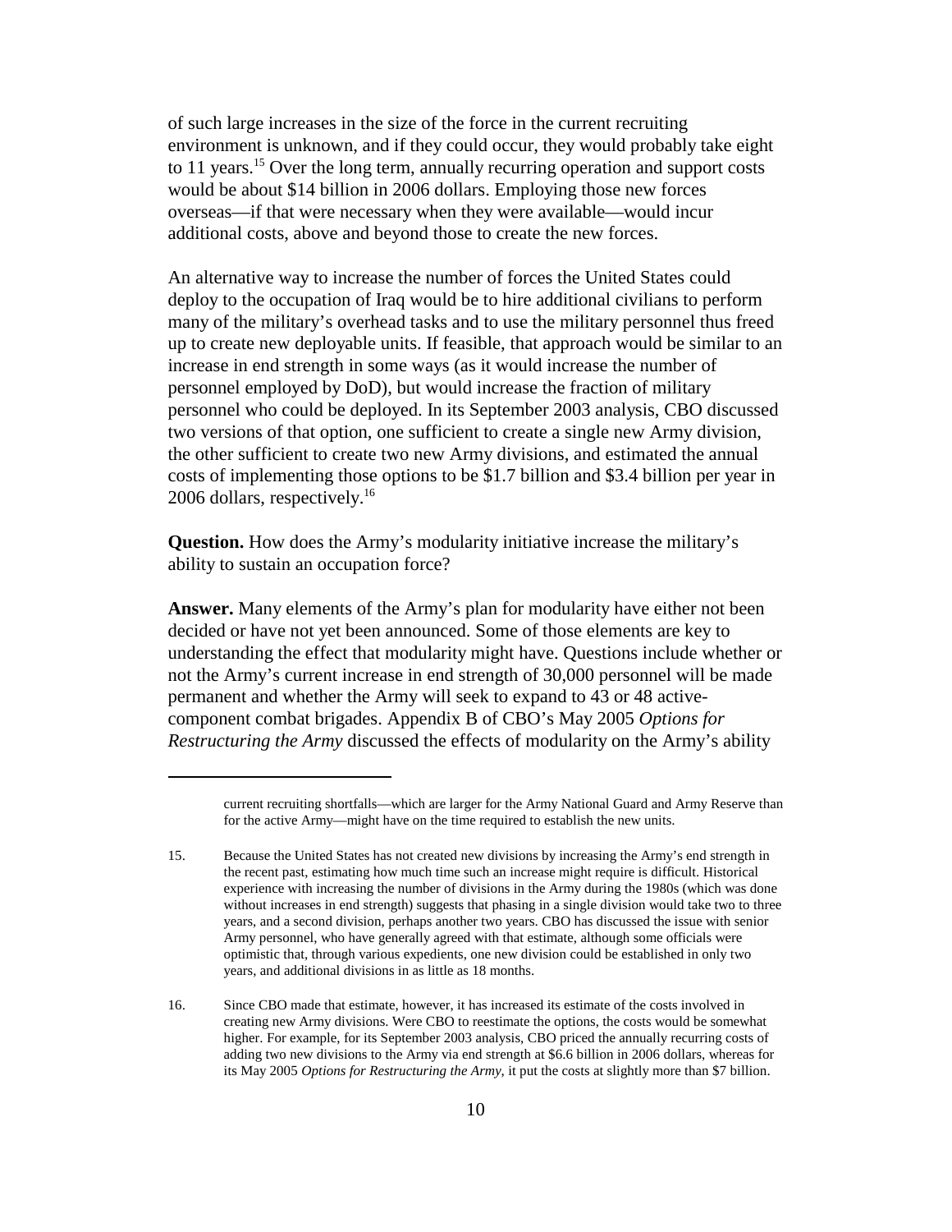of such large increases in the size of the force in the current recruiting environment is unknown, and if they could occur, they would probably take eight to 11 years.[15] Over the long term, annually recurring operation and support costs would be about $14 billion in 2006 dollars. Employing those new forces overseas—if that were necessary when they were available—would incur additional costs, above and beyond those to create the new forces.

An alternative way to increase the number of forces the United States could deploy to the occupation of Iraq would be to hire additional civilians to perform many of the military's overhead tasks and to use the military personnel thus freed up to create new deployable units. If feasible, that approach would be similar to an increase in end strength in some ways (as it would increase the number of personnel employed by DoD), but would increase the fraction of military personnel who could be deployed. In its September 2003 analysis, CBO discussed two versions of that option, one sufficient to create a single new Army division, the other sufficient to create two new Army divisions, and estimated the annual costs of implementing those options to be $1.7 billion and $3.4 billion per year in 2006 dollars, respectively.[16]

**Question.** How does the Army's modularity initiative increase the military's ability to sustain an occupation force?

**Answer.** Many elements of the Army's plan for modularity have either not been decided or have not yet been announced. Some of those elements are key to understanding the effect that modularity might have. Questions include whether or not the Army's current increase in end strength of 30,000 personnel will be made permanent and whether the Army will seek to expand to 43 or 48 active-component combat brigades. Appendix B of CBO's May 2005 *Options for Restructuring the Army* discussed the effects of modularity on the Army's ability

---

current recruiting shortfalls—which are larger for the Army National Guard and Army Reserve than for the active Army—might have on the time required to establish the new units.

15. Because the United States has not created new divisions by increasing the Army's end strength in the recent past, estimating how much time such an increase might require is difficult. Historical experience with increasing the number of divisions in the Army during the 1980s (which was done without increases in end strength) suggests that phasing in a single division would take two to three years, and a second division, perhaps another two years. CBO has discussed the issue with senior Army personnel, who have generally agreed with that estimate, although some officials were optimistic that, through various expedients, one new division could be established in only two years, and additional divisions in as little as 18 months.

16. Since CBO made that estimate, however, it has increased its estimate of the costs involved in creating new Army divisions. Were CBO to reestimate the options, the costs would be somewhat higher. For example, for its September 2003 analysis, CBO priced the annually recurring costs of adding two new divisions to the Army via end strength at $6.6 billion in 2006 dollars, whereas for its May 2005 *Options for Restructuring the Army*, it put the costs at slightly more than $7 billion.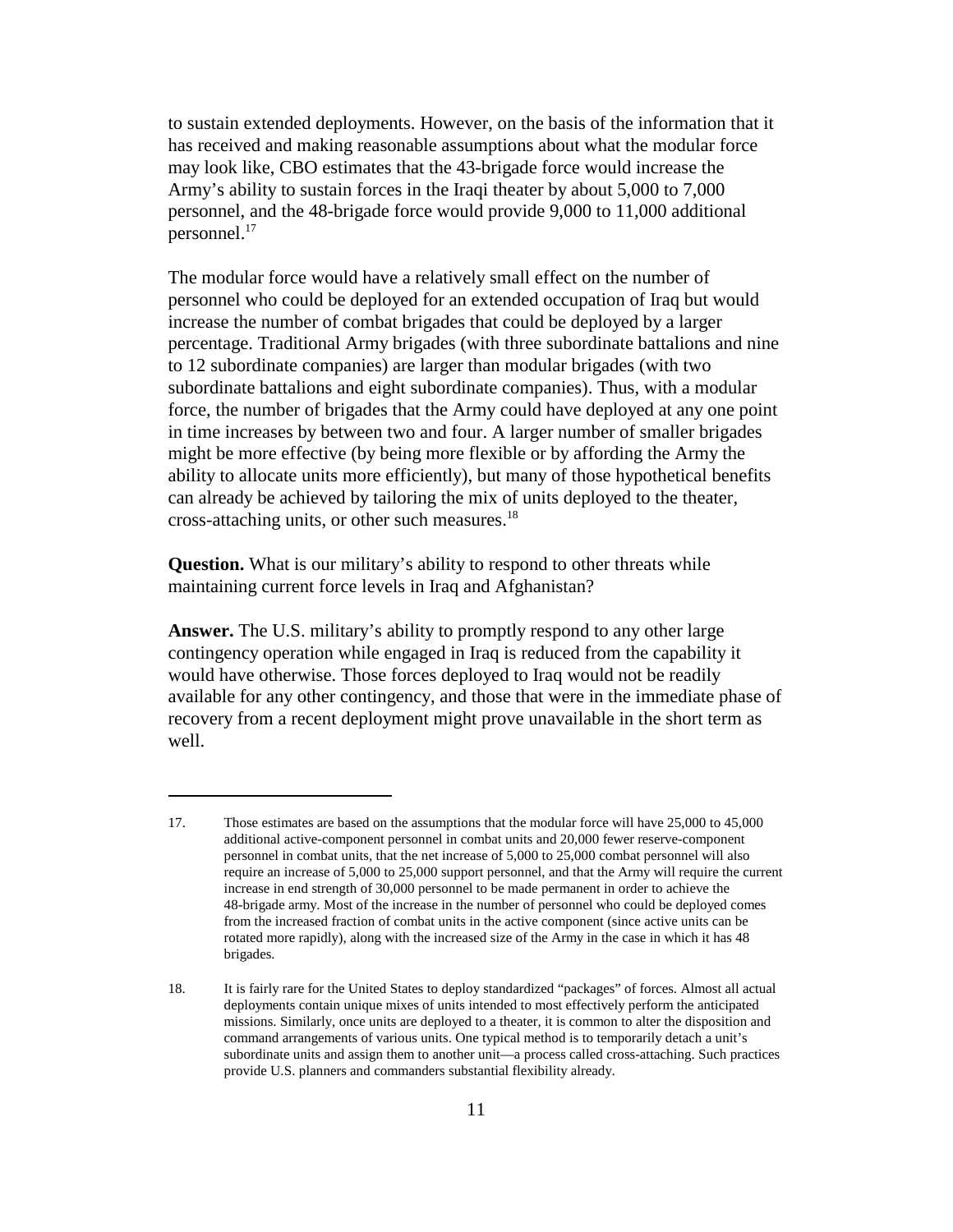to sustain extended deployments. However, on the basis of the information that it has received and making reasonable assumptions about what the modular force may look like, CBO estimates that the 43-brigade force would increase the Army's ability to sustain forces in the Iraqi theater by about 5,000 to 7,000 personnel, and the 48-brigade force would provide 9,000 to 11,000 additional personnel.[17]

The modular force would have a relatively small effect on the number of personnel who could be deployed for an extended occupation of Iraq but would increase the number of combat brigades that could be deployed by a larger percentage. Traditional Army brigades (with three subordinate battalions and nine to 12 subordinate companies) are larger than modular brigades (with two subordinate battalions and eight subordinate companies). Thus, with a modular force, the number of brigades that the Army could have deployed at any one point in time increases by between two and four. A larger number of smaller brigades might be more effective (by being more flexible or by affording the Army the ability to allocate units more efficiently), but many of those hypothetical benefits can already be achieved by tailoring the mix of units deployed to the theater, cross-attaching units, or other such measures.[18]

**Question.** What is our military's ability to respond to other threats while maintaining current force levels in Iraq and Afghanistan?

**Answer.** The U.S. military's ability to promptly respond to any other large contingency operation while engaged in Iraq is reduced from the capability it would have otherwise. Those forces deployed to Iraq would not be readily available for any other contingency, and those that were in the immediate phase of recovery from a recent deployment might prove unavailable in the short term as well.

---

17. Those estimates are based on the assumptions that the modular force will have 25,000 to 45,000 additional active-component personnel in combat units and 20,000 fewer reserve-component personnel in combat units, that the net increase of 5,000 to 25,000 combat personnel will also require an increase of 5,000 to 25,000 support personnel, and that the Army will require the current increase in end strength of 30,000 personnel to be made permanent in order to achieve the 48-brigade army. Most of the increase in the number of personnel who could be deployed comes from the increased fraction of combat units in the active component (since active units can be rotated more rapidly), along with the increased size of the Army in the case in which it has 48 brigades.

18. It is fairly rare for the United States to deploy standardized "packages" of forces. Almost all actual deployments contain unique mixes of units intended to most effectively perform the anticipated missions. Similarly, once units are deployed to a theater, it is common to alter the disposition and command arrangements of various units. One typical method is to temporarily detach a unit's subordinate units and assign them to another unit—a process called cross-attaching. Such practices provide U.S. planners and commanders substantial flexibility already.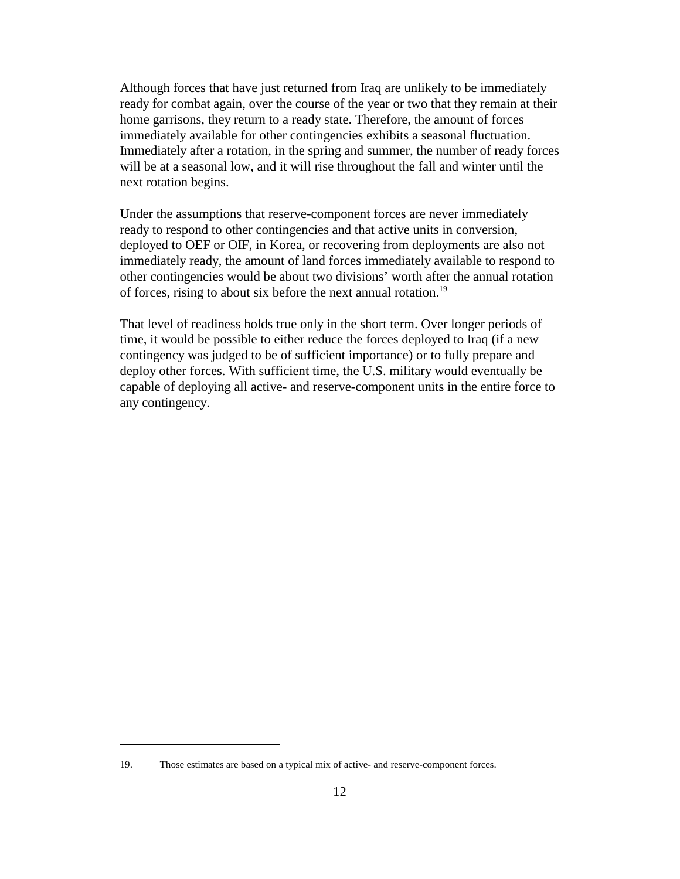Although forces that have just returned from Iraq are unlikely to be immediately ready for combat again, over the course of the year or two that they remain at their home garrisons, they return to a ready state. Therefore, the amount of forces immediately available for other contingencies exhibits a seasonal fluctuation. Immediately after a rotation, in the spring and summer, the number of ready forces will be at a seasonal low, and it will rise throughout the fall and winter until the next rotation begins.

Under the assumptions that reserve-component forces are never immediately ready to respond to other contingencies and that active units in conversion, deployed to OEF or OIF, in Korea, or recovering from deployments are also not immediately ready, the amount of land forces immediately available to respond to other contingencies would be about two divisions' worth after the annual rotation of forces, rising to about six before the next annual rotation.[19]

That level of readiness holds true only in the short term. Over longer periods of time, it would be possible to either reduce the forces deployed to Iraq (if a new contingency was judged to be of sufficient importance) or to fully prepare and deploy other forces. With sufficient time, the U.S. military would eventually be capable of deploying all active- and reserve-component units in the entire force to any contingency.

---

19. Those estimates are based on a typical mix of active- and reserve-component forces.